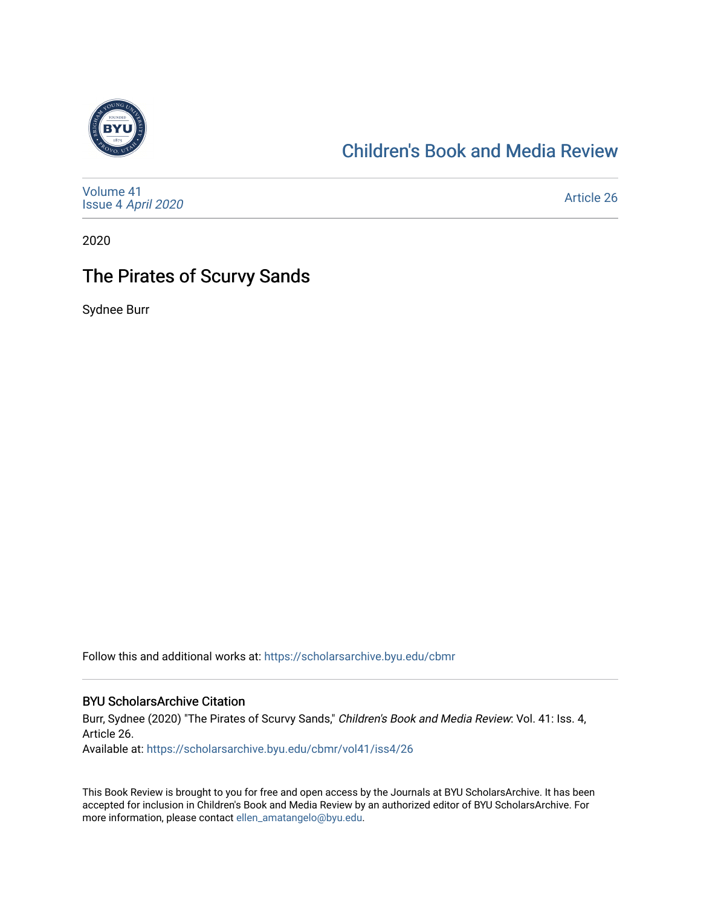Children's Book and Media Review

Volume 41
Issue 4 *April 2020*

Article 26

2020

# The Pirates of Scurvy Sands

Sydnee Burr

Follow this and additional works at: https://scholarsarchive.byu.edu/cbmr

## BYU ScholarsArchive Citation

Burr, Sydnee (2020) "The Pirates of Scurvy Sands," *Children's Book and Media Review*: Vol. 41: Iss. 4, Article 26.
Available at: https://scholarsarchive.byu.edu/cbmr/vol41/iss4/26

This Book Review is brought to you for free and open access by the Journals at BYU ScholarsArchive. It has been accepted for inclusion in Children's Book and Media Review by an authorized editor of BYU ScholarsArchive. For more information, please contact ellen_amatangelo@byu.edu.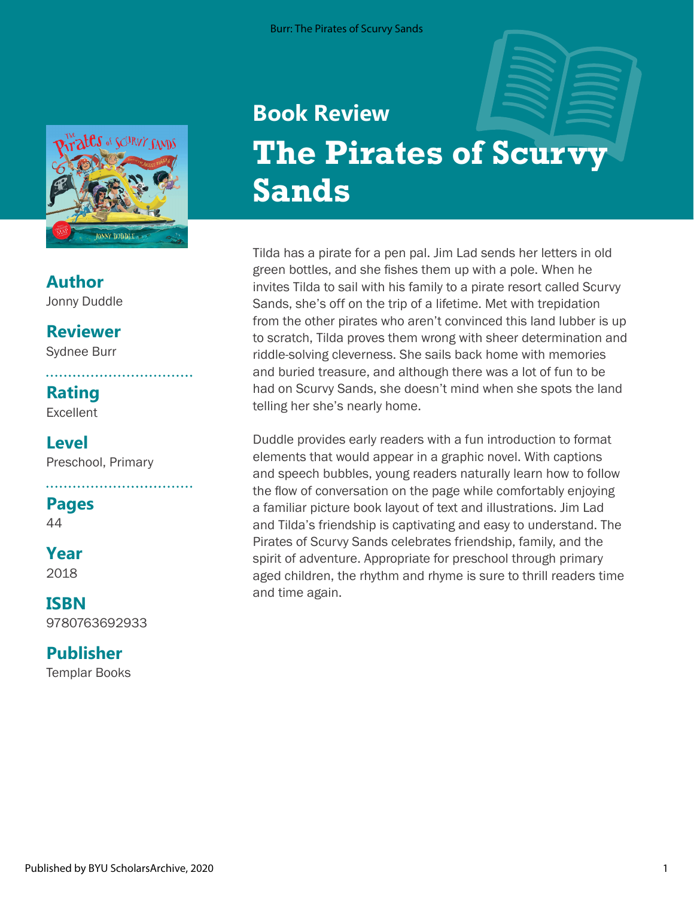## Book Review

# The Pirates of Scurvy Sands

**Author**
Jonny Duddle

**Reviewer**
Sydnee Burr

**Rating**
Excellent

**Level**
Preschool, Primary

**Pages**
44

**Year**
2018

**ISBN**
9780763692933

**Publisher**
Templar Books

Tilda has a pirate for a pen pal. Jim Lad sends her letters in old green bottles, and she fishes them up with a pole. When he invites Tilda to sail with his family to a pirate resort called Scurvy Sands, she's off on the trip of a lifetime. Met with trepidation from the other pirates who aren't convinced this land lubber is up to scratch, Tilda proves them wrong with sheer determination and riddle-solving cleverness. She sails back home with memories and buried treasure, and although there was a lot of fun to be had on Scurvy Sands, she doesn't mind when she spots the land telling her she's nearly home.

Duddle provides early readers with a fun introduction to format elements that would appear in a graphic novel. With captions and speech bubbles, young readers naturally learn how to follow the flow of conversation on the page while comfortably enjoying a familiar picture book layout of text and illustrations. Jim Lad and Tilda's friendship is captivating and easy to understand. The Pirates of Scurvy Sands celebrates friendship, family, and the spirit of adventure. Appropriate for preschool through primary aged children, the rhythm and rhyme is sure to thrill readers time and time again.